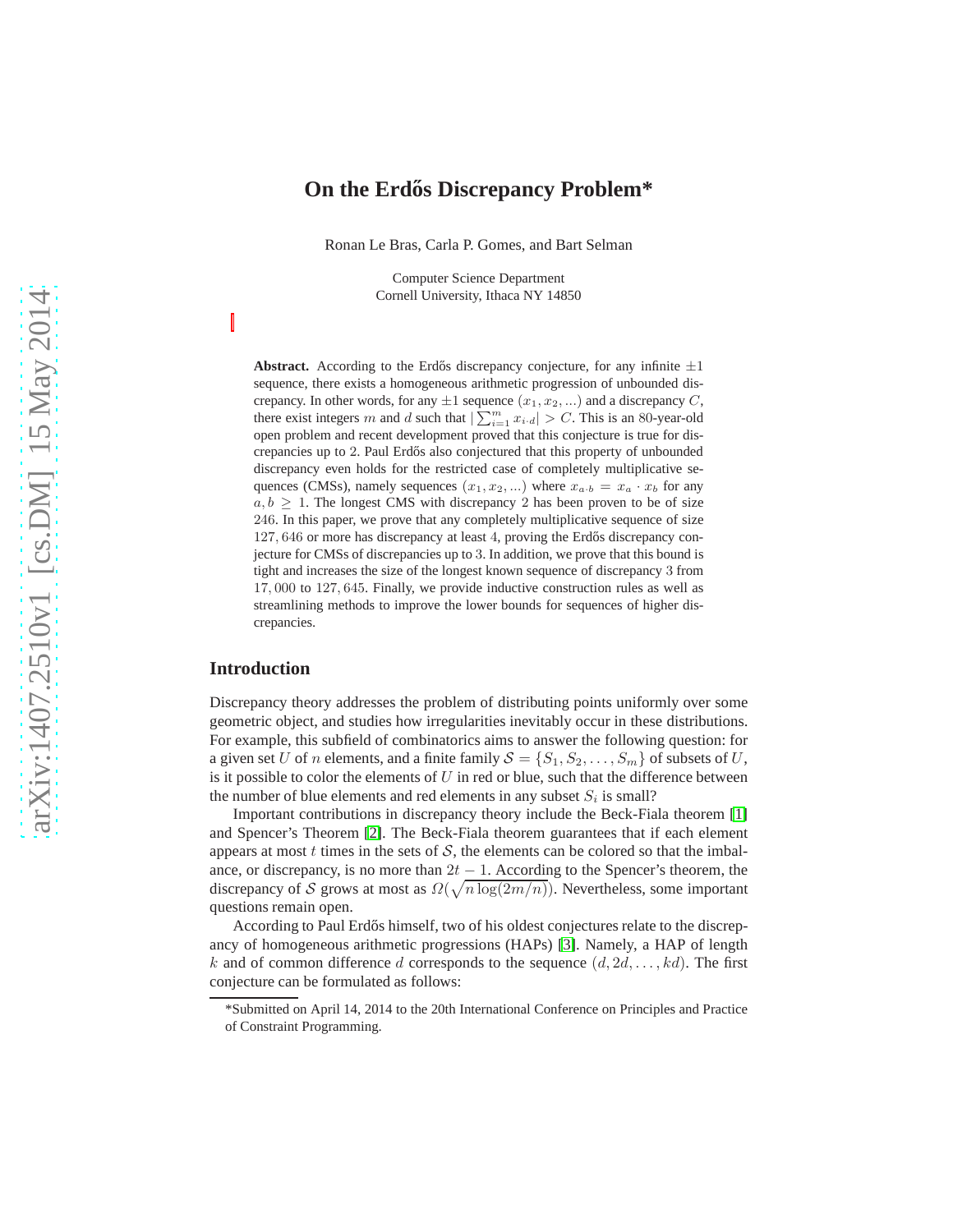# On the Erdős Discrepancy Problem*

Ronan Le Bras, Carla P. Gomes, and Bart Selman

Computer Science Department
Cornell University, Ithaca NY 14850

**Abstract.** According to the Erdős discrepancy conjecture, for any infinite $\pm 1$ sequence, there exists a homogeneous arithmetic progression of unbounded discrepancy. In other words, for any $\pm 1$ sequence $(x_1, x_2, ...)$ and a discrepancy $C$, there exist integers $m$ and $d$ such that $|\sum_{i=1}^{m} x_{i \cdot d}| > C$. This is an 80-year-old open problem and recent development proved that this conjecture is true for discrepancies up to 2. Paul Erdős also conjectured that this property of unbounded discrepancy even holds for the restricted case of completely multiplicative sequences (CMSs), namely sequences $(x_1, x_2, ...)$ where $x_{a \cdot b} = x_a \cdot x_b$ for any $a, b \geq 1$. The longest CMS with discrepancy 2 has been proven to be of size 246. In this paper, we prove that any completely multiplicative sequence of size 127,646 or more has discrepancy at least 4, proving the Erdős discrepancy conjecture for CMSs of discrepancies up to 3. In addition, we prove that this bound is tight and increases the size of the longest known sequence of discrepancy 3 from 17,000 to 127,645. Finally, we provide inductive construction rules as well as streamlining methods to improve the lower bounds for sequences of higher discrepancies.

## Introduction

Discrepancy theory addresses the problem of distributing points uniformly over some geometric object, and studies how irregularities inevitably occur in these distributions. For example, this subfield of combinatorics aims to answer the following question: for a given set $U$ of $n$ elements, and a finite family $\mathcal{S} = \{S_1, S_2, \ldots, S_m\}$ of subsets of $U$, is it possible to color the elements of $U$ in red or blue, such that the difference between the number of blue elements and red elements in any subset $S_i$ is small?

Important contributions in discrepancy theory include the Beck-Fiala theorem [1] and Spencer's Theorem [2]. The Beck-Fiala theorem guarantees that if each element appears at most $t$ times in the sets of $\mathcal{S}$, the elements can be colored so that the imbalance, or discrepancy, is no more than $2t - 1$. According to the Spencer's theorem, the discrepancy of $\mathcal{S}$ grows at most as $\Omega(\sqrt{n \log(2m/n)})$. Nevertheless, some important questions remain open.

According to Paul Erdős himself, two of his oldest conjectures relate to the discrepancy of homogeneous arithmetic progressions (HAPs) [3]. Namely, a HAP of length $k$ and of common difference $d$ corresponds to the sequence $(d, 2d, \ldots, kd)$. The first conjecture can be formulated as follows:

*Submitted on April 14, 2014 to the 20th International Conference on Principles and Practice of Constraint Programming.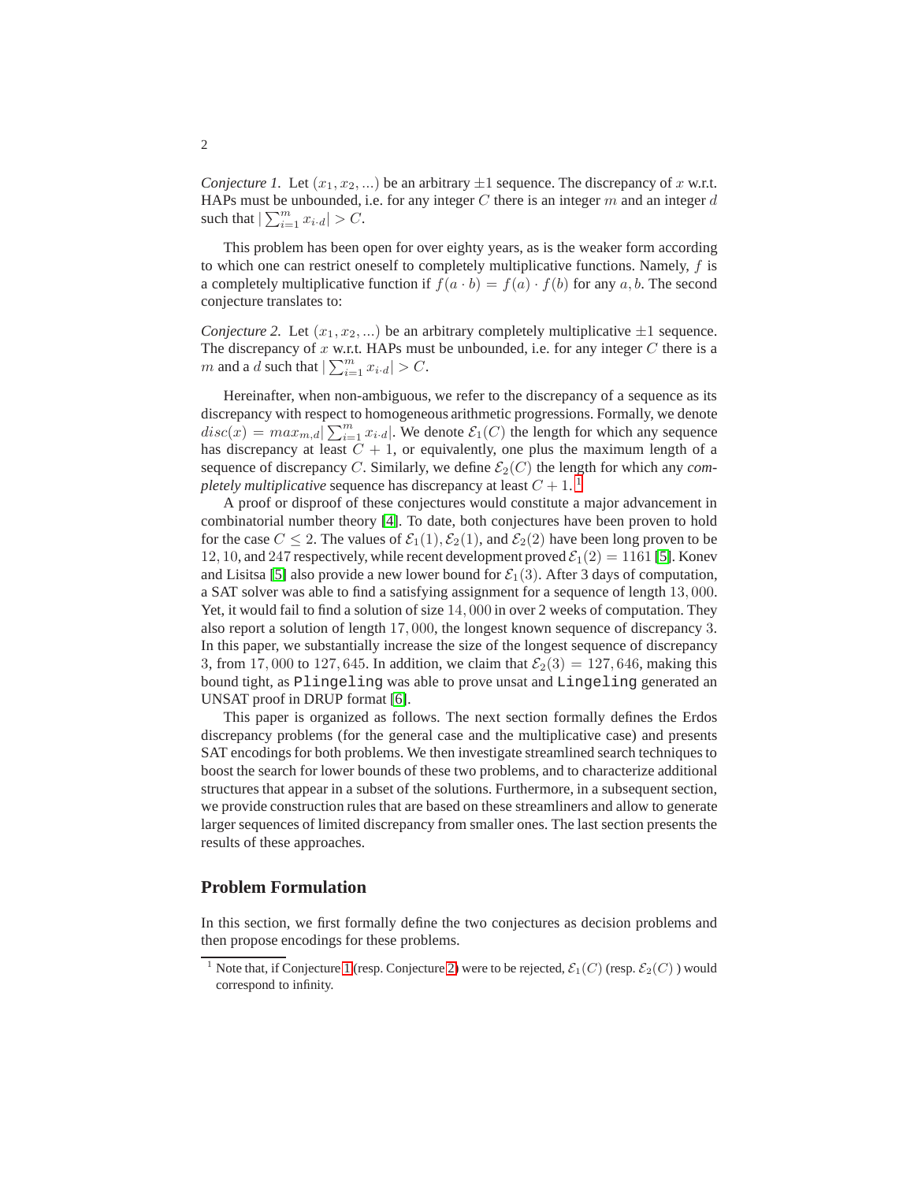*Conjecture 1.* Let $(x_1, x_2, ...)$ be an arbitrary $\pm 1$ sequence. The discrepancy of $x$ w.r.t. HAPs must be unbounded, i.e. for any integer $C$ there is an integer $m$ and an integer $d$ such that $|\sum_{i=1}^{m} x_{i \cdot d}| > C$.

This problem has been open for over eighty years, as is the weaker form according to which one can restrict oneself to completely multiplicative functions. Namely, $f$ is a completely multiplicative function if $f(a \cdot b) = f(a) \cdot f(b)$ for any $a, b$. The second conjecture translates to:

*Conjecture 2.* Let $(x_1, x_2, ...)$ be an arbitrary completely multiplicative $\pm 1$ sequence. The discrepancy of $x$ w.r.t. HAPs must be unbounded, i.e. for any integer $C$ there is a $m$ and a $d$ such that $|\sum_{i=1}^{m} x_{i \cdot d}| > C$.

Hereinafter, when non-ambiguous, we refer to the discrepancy of a sequence as its discrepancy with respect to homogeneous arithmetic progressions. Formally, we denote $disc(x) = max_{m,d}|\sum_{i=1}^{m} x_{i \cdot d}|$. We denote $\mathcal{E}_1(C)$ the length for which any sequence has discrepancy at least $C + 1$, or equivalently, one plus the maximum length of a sequence of discrepancy $C$. Similarly, we define $\mathcal{E}_2(C)$ the length for which any *completely multiplicative* sequence has discrepancy at least $C + 1$. [1]

A proof or disproof of these conjectures would constitute a major advancement in combinatorial number theory [4]. To date, both conjectures have been proven to hold for the case $C \leq 2$. The values of $\mathcal{E}_1(1), \mathcal{E}_2(1)$, and $\mathcal{E}_2(2)$ have been long proven to be $12, 10$, and $247$ respectively, while recent development proved $\mathcal{E}_1(2) = 1161$ [5]. Konev and Lisitsa [5] also provide a new lower bound for $\mathcal{E}_1(3)$. After 3 days of computation, a SAT solver was able to find a satisfying assignment for a sequence of length $13,000$. Yet, it would fail to find a solution of size $14,000$ in over 2 weeks of computation. They also report a solution of length $17,000$, the longest known sequence of discrepancy 3. In this paper, we substantially increase the size of the longest sequence of discrepancy 3, from $17,000$ to $127,645$. In addition, we claim that $\mathcal{E}_2(3) = 127,646$, making this bound tight, as `Plingeling` was able to prove unsat and `Lingeling` generated an UNSAT proof in DRUP format [6].

This paper is organized as follows. The next section formally defines the Erdos discrepancy problems (for the general case and the multiplicative case) and presents SAT encodings for both problems. We then investigate streamlined search techniques to boost the search for lower bounds of these two problems, and to characterize additional structures that appear in a subset of the solutions. Furthermore, in a subsequent section, we provide construction rules that are based on these streamliners and allow to generate larger sequences of limited discrepancy from smaller ones. The last section presents the results of these approaches.

## Problem Formulation

In this section, we first formally define the two conjectures as decision problems and then propose encodings for these problems.

[1] Note that, if Conjecture 1 (resp. Conjecture 2) were to be rejected, $\mathcal{E}_1(C)$ (resp. $\mathcal{E}_2(C)$ ) would correspond to infinity.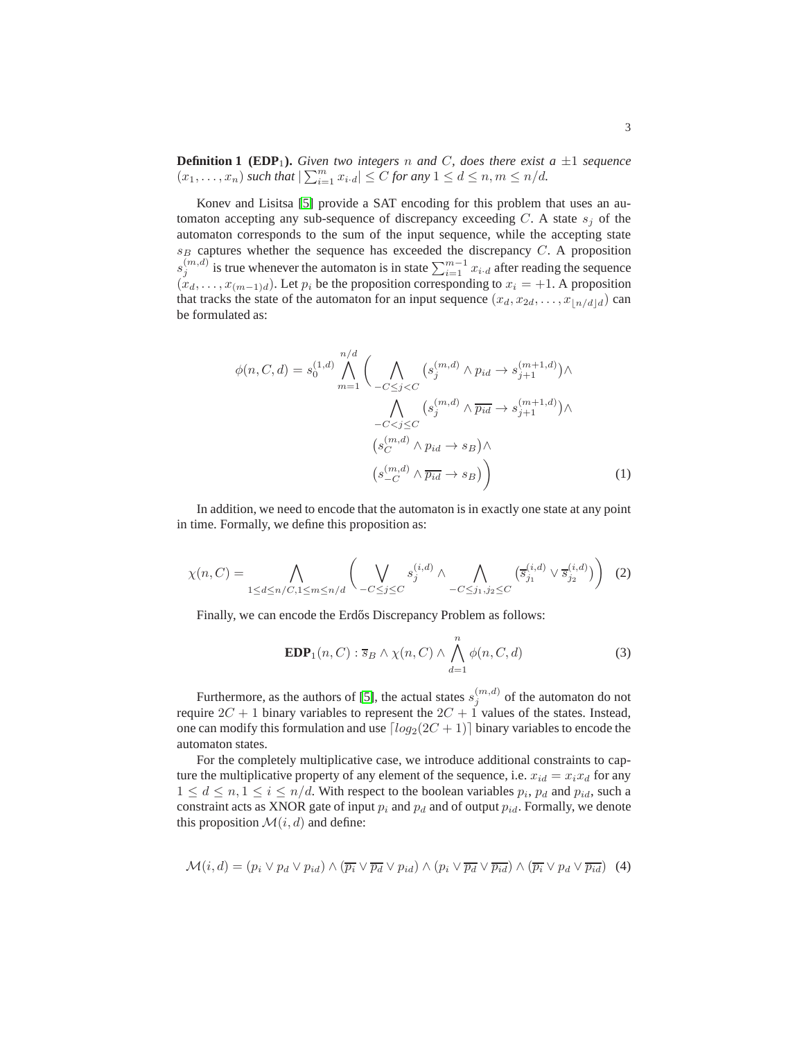**Definition 1 (EDP$_1$).** *Given two integers $n$ and $C$, does there exist a $\pm 1$ sequence $(x_1, \ldots, x_n)$ such that $|\sum_{i=1}^{m} x_{i \cdot d}| \leq C$ for any $1 \leq d \leq n, m \leq n/d$.*

Konev and Lisitsa [5] provide a SAT encoding for this problem that uses an automaton accepting any sub-sequence of discrepancy exceeding $C$. A state $s_j$ of the automaton corresponds to the sum of the input sequence, while the accepting state $s_B$ captures whether the sequence has exceeded the discrepancy $C$. A proposition $s_j^{(m,d)}$ is true whenever the automaton is in state $\sum_{i=1}^{m-1} x_{i \cdot d}$ after reading the sequence $(x_d, \ldots, x_{(m-1)d})$. Let $p_i$ be the proposition corresponding to $x_i = +1$. A proposition that tracks the state of the automaton for an input sequence $(x_d, x_{2d}, \ldots, x_{\lfloor n/d \rfloor d})$ can be formulated as:

$$
\begin{aligned}
\phi(n, C, d) = s_0^{(1,d)} \bigwedge_{m=1}^{n/d} \Bigg( & \bigwedge_{-C \leq j < C} \left( s_j^{(m,d)} \wedge p_{id} \rightarrow s_{j+1}^{(m+1,d)} \right) \wedge \\
& \bigwedge_{-C < j \leq C} \left( s_j^{(m,d)} \wedge \overline{p_{id}} \rightarrow s_{j+1}^{(m+1,d)} \right) \wedge \\
& \left( s_C^{(m,d)} \wedge p_{id} \rightarrow s_B \right) \wedge \\
& \left( s_{-C}^{(m,d)} \wedge \overline{p_{id}} \rightarrow s_B \right) \Bigg)
\end{aligned} \tag{1}
$$

In addition, we need to encode that the automaton is in exactly one state at any point in time. Formally, we define this proposition as:

$$
\chi(n, C) = \bigwedge_{1 \leq d \leq n/C, 1 \leq m \leq n/d} \left( \bigvee_{-C \leq j \leq C} s_j^{(i,d)} \wedge \bigwedge_{-C \leq j_1, j_2 \leq C} \left( \overline{s}_{j_1}^{(i,d)} \vee \overline{s}_{j_2}^{(i,d)} \right) \right) \tag{2}
$$

Finally, we can encode the Erdős Discrepancy Problem as follows:

$$
\mathbf{EDP}_1(n, C) : \overline{s}_B \wedge \chi(n, C) \wedge \bigwedge_{d=1}^{n} \phi(n, C, d) \tag{3}
$$

Furthermore, as the authors of [5], the actual states $s_j^{(m,d)}$ of the automaton do not require $2C + 1$ binary variables to represent the $2C + 1$ values of the states. Instead, one can modify this formulation and use $\lceil log_2(2C + 1) \rceil$ binary variables to encode the automaton states.

For the completely multiplicative case, we introduce additional constraints to capture the multiplicative property of any element of the sequence, i.e. $x_{id} = x_i x_d$ for any $1 \leq d \leq n, 1 \leq i \leq n/d$. With respect to the boolean variables $p_i$, $p_d$ and $p_{id}$, such a constraint acts as XNOR gate of input $p_i$ and $p_d$ and of output $p_{id}$. Formally, we denote this proposition $\mathcal{M}(i, d)$ and define:

$$
\mathcal{M}(i, d) = (p_i \vee p_d \vee p_{id}) \wedge (\overline{p_i} \vee \overline{p_d} \vee p_{id}) \wedge (p_i \vee \overline{p_d} \vee \overline{p_{id}}) \wedge (\overline{p_i} \vee p_d \vee \overline{p_{id}}) \tag{4}
$$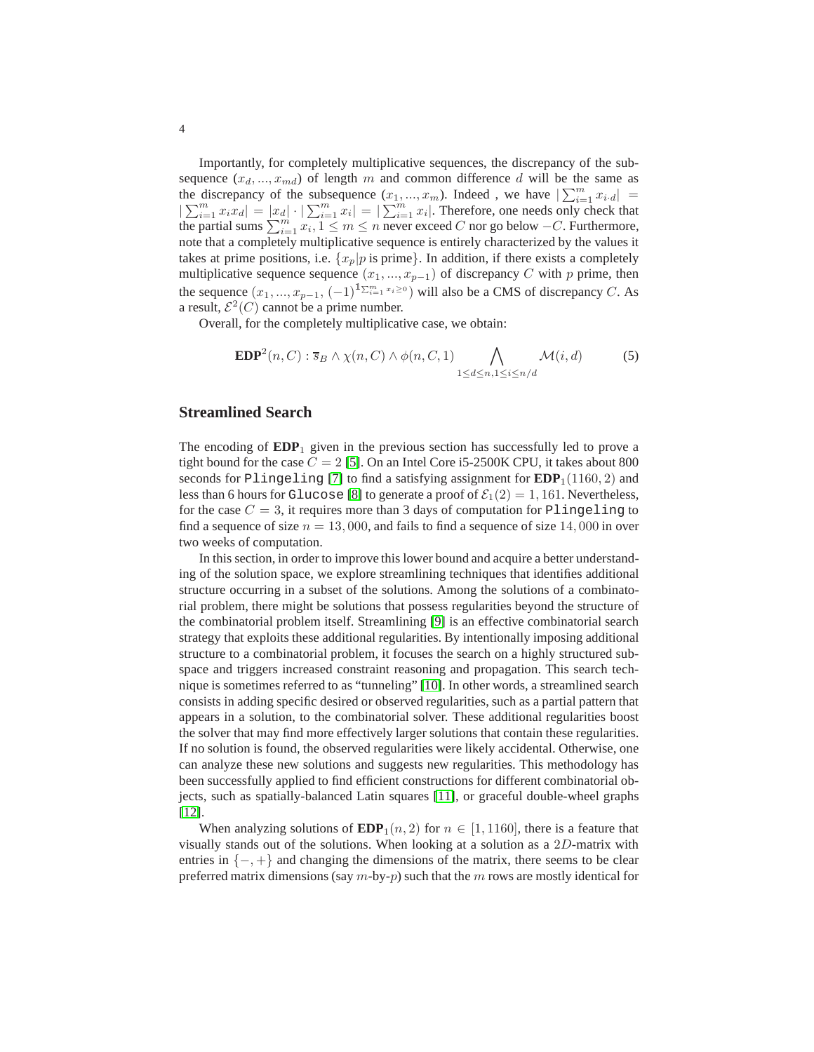Importantly, for completely multiplicative sequences, the discrepancy of the subsequence $(x_d, ..., x_{md})$ of length $m$ and common difference $d$ will be the same as the discrepancy of the subsequence $(x_1, ..., x_m)$. Indeed , we have $|\sum_{i=1}^{m} x_{i \cdot d}| = |\sum_{i=1}^{m} x_i x_d| = |x_d| \cdot |\sum_{i=1}^{m} x_i| = |\sum_{i=1}^{m} x_i|$. Therefore, one needs only check that the partial sums $\sum_{i=1}^{m} x_i, 1 \leq m \leq n$ never exceed $C$ nor go below $-C$. Furthermore, note that a completely multiplicative sequence is entirely characterized by the values it takes at prime positions, i.e. $\{x_p | p \text{ is prime}\}$. In addition, if there exists a completely multiplicative sequence sequence $(x_1, ..., x_{p-1})$ of discrepancy $C$ with $p$ prime, then the sequence $(x_1, ..., x_{p-1}, (-1)^{\mathbb{1}_{\sum_{i=1}^{m} x_i \geq 0}})$ will also be a CMS of discrepancy $C$. As a result, $\mathcal{E}^2(C)$ cannot be a prime number.

Overall, for the completely multiplicative case, we obtain:

$$\mathbf{EDP}^2(n, C) : \overline{s}_B \wedge \chi(n, C) \wedge \phi(n, C, 1) \bigwedge_{1 \leq d \leq n, 1 \leq i \leq n/d} \mathcal{M}(i, d) \qquad (5)$$

## Streamlined Search

The encoding of $\mathbf{EDP}_1$ given in the previous section has successfully led to prove a tight bound for the case $C = 2$ [5]. On an Intel Core i5-2500K CPU, it takes about 800 seconds for `Plingeling` [7] to find a satisfying assignment for $\mathbf{EDP}_1(1160, 2)$ and less than 6 hours for `Glucose` [8] to generate a proof of $\mathcal{E}_1(2) = 1,161$. Nevertheless, for the case $C = 3$, it requires more than 3 days of computation for `Plingeling` to find a sequence of size $n = 13,000$, and fails to find a sequence of size $14,000$ in over two weeks of computation.

In this section, in order to improve this lower bound and acquire a better understanding of the solution space, we explore streamlining techniques that identifies additional structure occurring in a subset of the solutions. Among the solutions of a combinatorial problem, there might be solutions that possess regularities beyond the structure of the combinatorial problem itself. Streamlining [9] is an effective combinatorial search strategy that exploits these additional regularities. By intentionally imposing additional structure to a combinatorial problem, it focuses the search on a highly structured subspace and triggers increased constraint reasoning and propagation. This search technique is sometimes referred to as "tunneling" [10]. In other words, a streamlined search consists in adding specific desired or observed regularities, such as a partial pattern that appears in a solution, to the combinatorial solver. These additional regularities boost the solver that may find more effectively larger solutions that contain these regularities. If no solution is found, the observed regularities were likely accidental. Otherwise, one can analyze these new solutions and suggests new regularities. This methodology has been successfully applied to find efficient constructions for different combinatorial objects, such as spatially-balanced Latin squares [11], or graceful double-wheel graphs [12].

When analyzing solutions of $\mathbf{EDP}_1(n, 2)$ for $n \in [1, 1160]$, there is a feature that visually stands out of the solutions. When looking at a solution as a $2D$-matrix with entries in $\{-, +\}$ and changing the dimensions of the matrix, there seems to be clear preferred matrix dimensions (say $m$-by-$p$) such that the $m$ rows are mostly identical for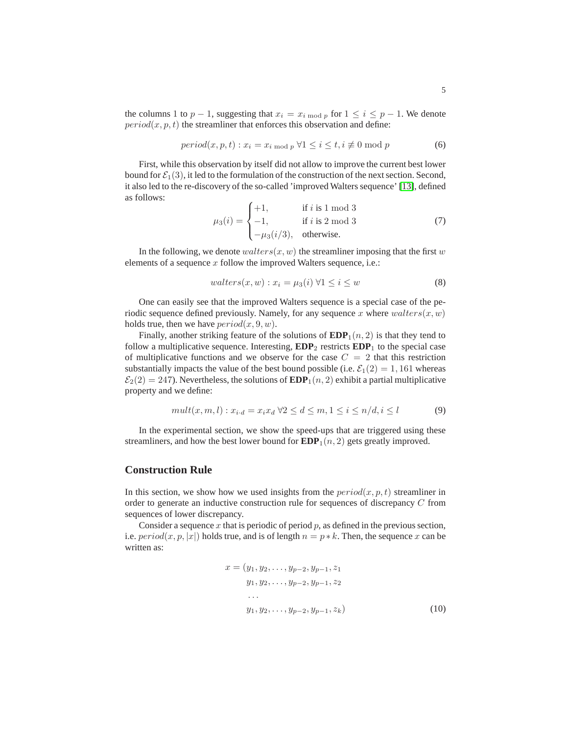the columns 1 to $p-1$, suggesting that $x_i = x_{i \bmod p}$ for $1 \leq i \leq p-1$. We denote $period(x, p, t)$ the streamliner that enforces this observation and define:

$$period(x, p, t) : x_i = x_{i \bmod p} \ \forall 1 \leq i \leq t, i \not\equiv 0 \bmod p \tag{6}$$

First, while this observation by itself did not allow to improve the current best lower bound for $\mathcal{E}_1(3)$, it led to the formulation of the construction of the next section. Second, it also led to the re-discovery of the so-called 'improved Walters sequence' [13], defined as follows:

$$\mu_3(i) = \begin{cases} +1, & \text{if } i \text{ is } 1 \bmod 3 \\ -1, & \text{if } i \text{ is } 2 \bmod 3 \\ -\mu_3(i/3), & \text{otherwise.} \end{cases} \tag{7}$$

In the following, we denote $walters(x, w)$ the streamliner imposing that the first $w$ elements of a sequence $x$ follow the improved Walters sequence, i.e.:

$$walters(x, w) : x_i = \mu_3(i) \ \forall 1 \leq i \leq w \tag{8}$$

One can easily see that the improved Walters sequence is a special case of the periodic sequence defined previously. Namely, for any sequence $x$ where $walters(x, w)$ holds true, then we have $period(x, 9, w)$.

Finally, another striking feature of the solutions of $\mathbf{EDP}_1(n, 2)$ is that they tend to follow a multiplicative sequence. Interesting, $\mathbf{EDP}_2$ restricts $\mathbf{EDP}_1$ to the special case of multiplicative functions and we observe for the case $C = 2$ that this restriction substantially impacts the value of the best bound possible (i.e. $\mathcal{E}_1(2) = 1,161$ whereas $\mathcal{E}_2(2) = 247$). Nevertheless, the solutions of $\mathbf{EDP}_1(n, 2)$ exhibit a partial multiplicative property and we define:

$$mult(x, m, l) : x_{i \cdot d} = x_i x_d \ \forall 2 \leq d \leq m, 1 \leq i \leq n/d, i \leq l \tag{9}$$

In the experimental section, we show the speed-ups that are triggered using these streamliners, and how the best lower bound for $\mathbf{EDP}_1(n, 2)$ gets greatly improved.

## Construction Rule

In this section, we show how we used insights from the $period(x, p, t)$ streamliner in order to generate an inductive construction rule for sequences of discrepancy $C$ from sequences of lower discrepancy.

Consider a sequence $x$ that is periodic of period $p$, as defined in the previous section, i.e. $period(x, p, |x|)$ holds true, and is of length $n = p * k$. Then, the sequence $x$ can be written as:

$$\begin{aligned} x = (&y_1, y_2, \ldots, y_{p-2}, y_{p-1}, z_1 \\ &y_1, y_2, \ldots, y_{p-2}, y_{p-1}, z_2 \\ &\ldots \\ &y_1, y_2, \ldots, y_{p-2}, y_{p-1}, z_k) \end{aligned} \tag{10}$$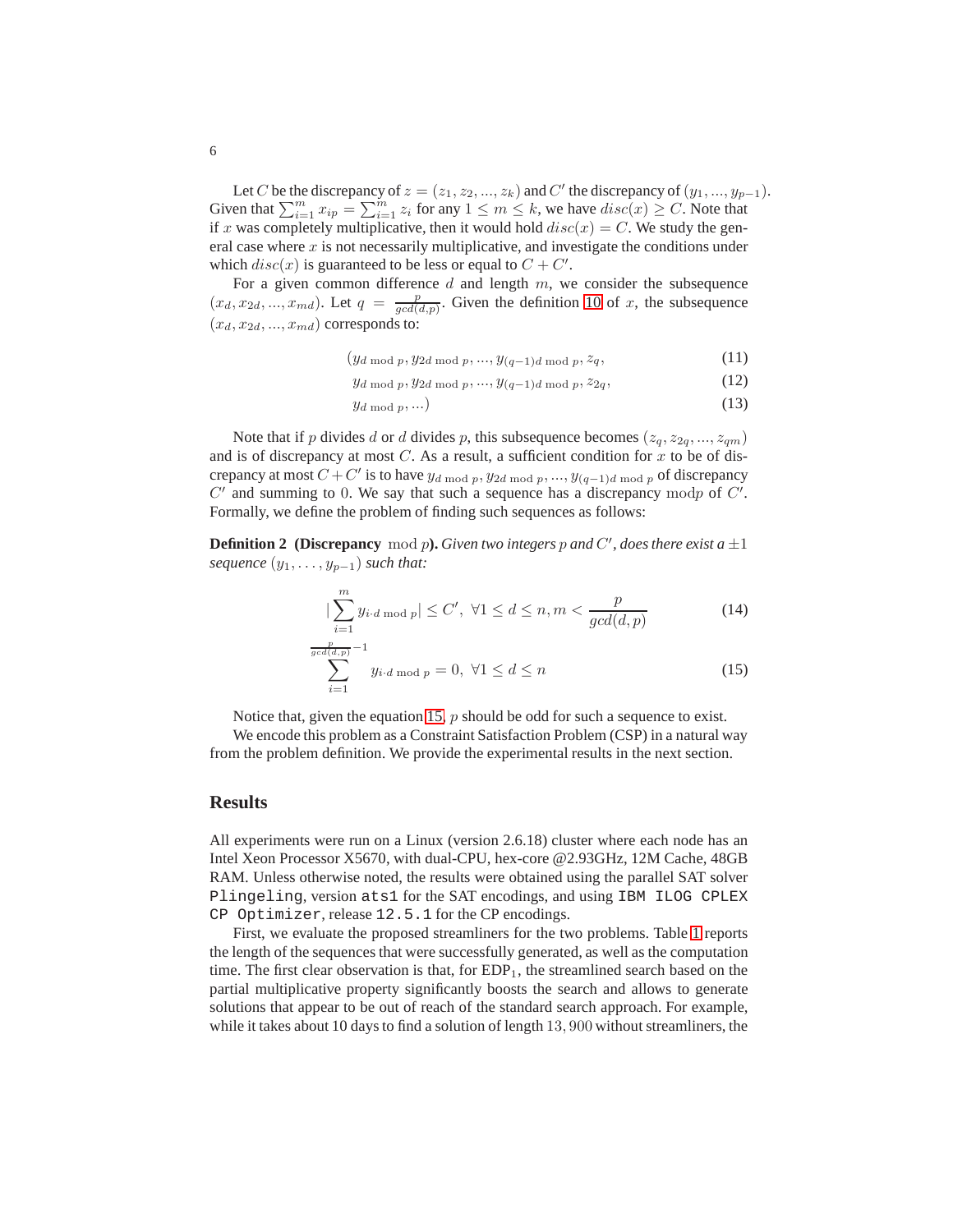Let $C$ be the discrepancy of $z = (z_1, z_2, ..., z_k)$ and $C'$ the discrepancy of $(y_1, ..., y_{p-1})$. Given that $\sum_{i=1}^{m} x_{ip} = \sum_{i=1}^{m} z_i$ for any $1 \leq m \leq k$, we have $disc(x) \geq C$. Note that if $x$ was completely multiplicative, then it would hold $disc(x) = C$. We study the general case where $x$ is not necessarily multiplicative, and investigate the conditions under which $disc(x)$ is guaranteed to be less or equal to $C + C'$.

For a given common difference $d$ and length $m$, we consider the subsequence $(x_d, x_{2d}, ..., x_{md})$. Let $q = \frac{p}{gcd(d,p)}$. Given the definition 10 of $x$, the subsequence $(x_d, x_{2d}, ..., x_{md})$ corresponds to:

$$(y_{d \bmod p}, y_{2d \bmod p}, ..., y_{(q-1)d \bmod p}, z_q, \tag{11}$$

$$y_{d \bmod p}, y_{2d \bmod p}, ..., y_{(q-1)d \bmod p}, z_{2q}, \tag{12}$$

$$y_{d \bmod p}, ...) \tag{13}$$

Note that if $p$ divides $d$ or $d$ divides $p$, this subsequence becomes $(z_q, z_{2q}, ..., z_{qm})$ and is of discrepancy at most $C$. As a result, a sufficient condition for $x$ to be of discrepancy at most $C + C'$ is to have $y_{d \bmod p}, y_{2d \bmod p}, ..., y_{(q-1)d \bmod p}$ of discrepancy $C'$ and summing to $0$. We say that such a sequence has a discrepancy $\bmod p$ of $C'$. Formally, we define the problem of finding such sequences as follows:

**Definition 2 (Discrepancy $\bmod p$).** *Given two integers $p$ and $C'$, does there exist a $\pm 1$ sequence $(y_1, \ldots, y_{p-1})$ such that:*

$$|\sum_{i=1}^{m} y_{i \cdot d \bmod p}| \leq C', \ \forall 1 \leq d \leq n, m < \frac{p}{gcd(d,p)} \tag{14}$$

$$\sum_{i=1}^{\frac{p}{gcd(d,p)}-1} y_{i \cdot d \bmod p} = 0, \ \forall 1 \leq d \leq n \tag{15}$$

Notice that, given the equation 15, $p$ should be odd for such a sequence to exist.

We encode this problem as a Constraint Satisfaction Problem (CSP) in a natural way from the problem definition. We provide the experimental results in the next section.

## Results

All experiments were run on a Linux (version 2.6.18) cluster where each node has an Intel Xeon Processor X5670, with dual-CPU, hex-core @2.93GHz, 12M Cache, 48GB RAM. Unless otherwise noted, the results were obtained using the parallel SAT solver `Plingeling`, version `ats1` for the SAT encodings, and using `IBM ILOG CPLEX CP Optimizer`, release `12.5.1` for the CP encodings.

First, we evaluate the proposed streamliners for the two problems. Table 1 reports the length of the sequences that were successfully generated, as well as the computation time. The first clear observation is that, for EDP$_1$, the streamlined search based on the partial multiplicative property significantly boosts the search and allows to generate solutions that appear to be out of reach of the standard search approach. For example, while it takes about 10 days to find a solution of length $13,900$ without streamliners, the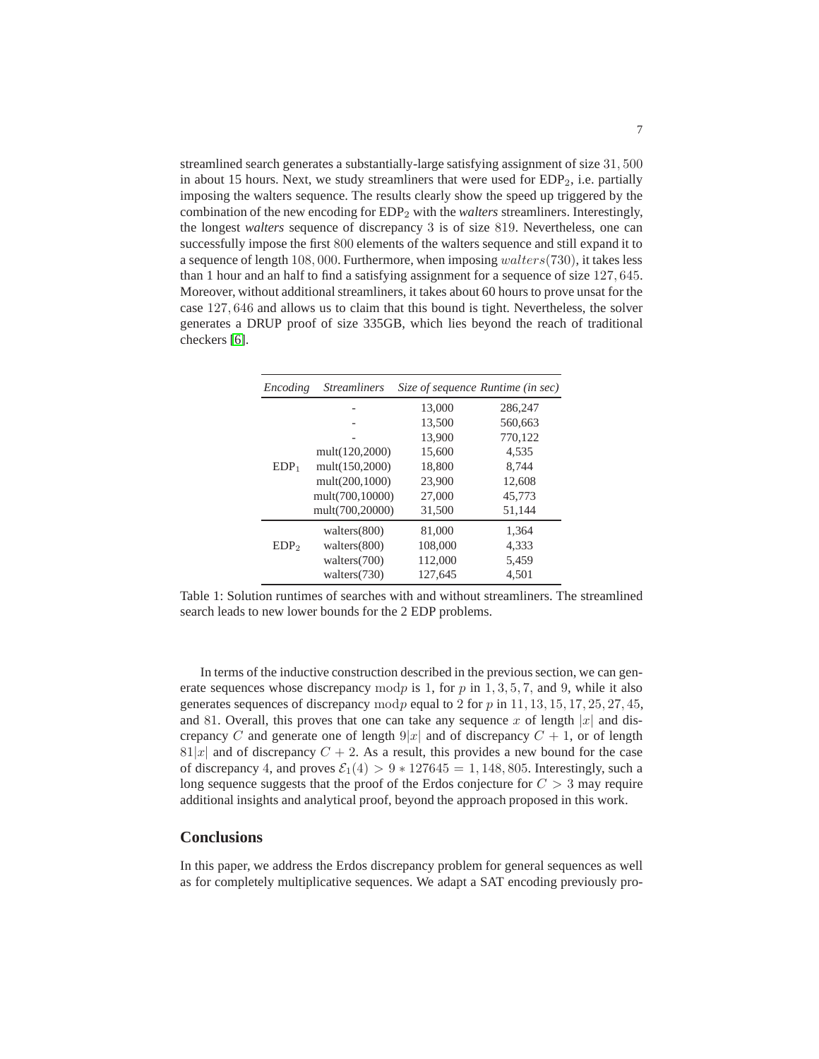streamlined search generates a substantially-large satisfying assignment of size $31,500$ in about 15 hours. Next, we study streamliners that were used for $\text{EDP}_2$, i.e. partially imposing the walters sequence. The results clearly show the speed up triggered by the combination of the new encoding for $\text{EDP}_2$ with the *walters* streamliners. Interestingly, the longest *walters* sequence of discrepancy $3$ is of size $819$. Nevertheless, one can successfully impose the first $800$ elements of the walters sequence and still expand it to a sequence of length $108,000$. Furthermore, when imposing $walters(730)$, it takes less than 1 hour and an half to find a satisfying assignment for a sequence of size $127,645$. Moreover, without additional streamliners, it takes about 60 hours to prove unsat for the case $127,646$ and allows us to claim that this bound is tight. Nevertheless, the solver generates a DRUP proof of size 335GB, which lies beyond the reach of traditional checkers [6].

| *Encoding* | *Streamliners* | *Size of sequence* | *Runtime (in sec)* |
|---|---|---|---|
| $\text{EDP}_1$ | - | 13,000 | 286,247 |
| | - | 13,500 | 560,663 |
| | - | 13,900 | 770,122 |
| | mult(120,2000) | 15,600 | 4,535 |
| | mult(150,2000) | 18,800 | 8,744 |
| | mult(200,1000) | 23,900 | 12,608 |
| | mult(700,10000) | 27,000 | 45,773 |
| | mult(700,20000) | 31,500 | 51,144 |
| $\text{EDP}_2$ | walters(800) | 81,000 | 1,364 |
| | walters(800) | 108,000 | 4,333 |
| | walters(700) | 112,000 | 5,459 |
| | walters(730) | 127,645 | 4,501 |

Table 1: Solution runtimes of searches with and without streamliners. The streamlined search leads to new lower bounds for the 2 EDP problems.

In terms of the inductive construction described in the previous section, we can generate sequences whose discrepancy $\text{mod}p$ is $1$, for $p$ in $1, 3, 5, 7,$ and $9$, while it also generates sequences of discrepancy $\text{mod}p$ equal to $2$ for $p$ in $11, 13, 15, 17, 25, 27, 45,$ and $81$. Overall, this proves that one can take any sequence $x$ of length $|x|$ and discrepancy $C$ and generate one of length $9|x|$ and of discrepancy $C + 1$, or of length $81|x|$ and of discrepancy $C + 2$. As a result, this provides a new bound for the case of discrepancy $4$, and proves $\mathcal{E}_1(4) > 9 * 127645 = 1,148,805$. Interestingly, such a long sequence suggests that the proof of the Erdos conjecture for $C > 3$ may require additional insights and analytical proof, beyond the approach proposed in this work.

## Conclusions

In this paper, we address the Erdos discrepancy problem for general sequences as well as for completely multiplicative sequences. We adapt a SAT encoding previously pro-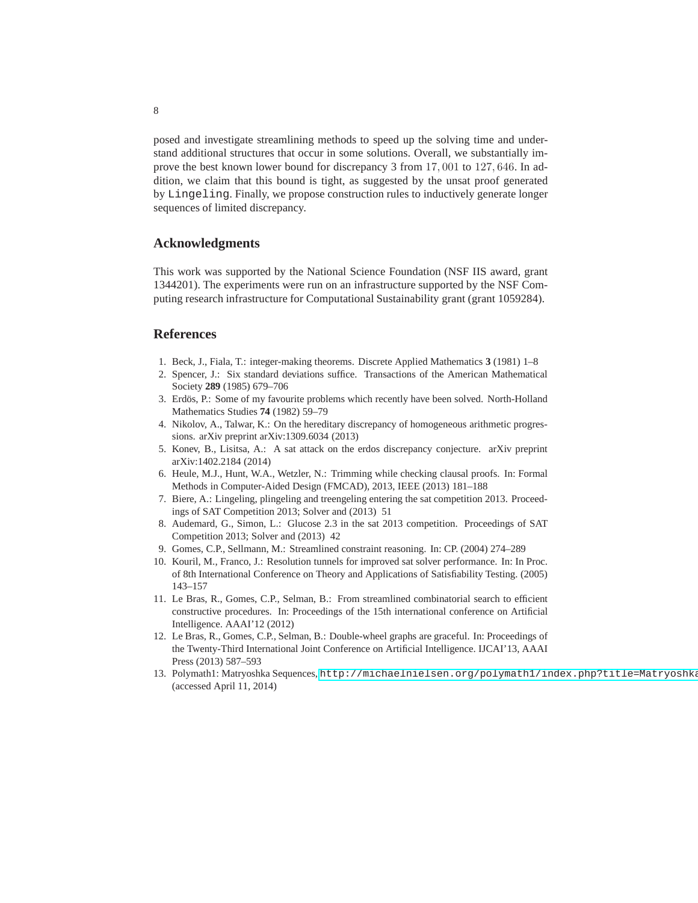posed and investigate streamlining methods to speed up the solving time and understand additional structures that occur in some solutions. Overall, we substantially improve the best known lower bound for discrepancy 3 from $17,001$ to $127,646$. In addition, we claim that this bound is tight, as suggested by the unsat proof generated by `Lingeling`. Finally, we propose construction rules to inductively generate longer sequences of limited discrepancy.

## Acknowledgments

This work was supported by the National Science Foundation (NSF IIS award, grant 1344201). The experiments were run on an infrastructure supported by the NSF Computing research infrastructure for Computational Sustainability grant (grant 1059284).

## References

1. Beck, J., Fiala, T.: integer-making theorems. Discrete Applied Mathematics **3** (1981) 1–8
2. Spencer, J.: Six standard deviations suffice. Transactions of the American Mathematical Society **289** (1985) 679–706
3. Erdös, P.: Some of my favourite problems which recently have been solved. North-Holland Mathematics Studies **74** (1982) 59–79
4. Nikolov, A., Talwar, K.: On the hereditary discrepancy of homogeneous arithmetic progressions. arXiv preprint arXiv:1309.6034 (2013)
5. Konev, B., Lisitsa, A.: A sat attack on the erdos discrepancy conjecture. arXiv preprint arXiv:1402.2184 (2014)
6. Heule, M.J., Hunt, W.A., Wetzler, N.: Trimming while checking clausal proofs. In: Formal Methods in Computer-Aided Design (FMCAD), 2013, IEEE (2013) 181–188
7. Biere, A.: Lingeling, plingeling and treengeling entering the sat competition 2013. Proceedings of SAT Competition 2013; Solver and (2013) 51
8. Audemard, G., Simon, L.: Glucose 2.3 in the sat 2013 competition. Proceedings of SAT Competition 2013; Solver and (2013) 42
9. Gomes, C.P., Sellmann, M.: Streamlined constraint reasoning. In: CP. (2004) 274–289
10. Kouril, M., Franco, J.: Resolution tunnels for improved sat solver performance. In: In Proc. of 8th International Conference on Theory and Applications of Satisfiability Testing. (2005) 143–157
11. Le Bras, R., Gomes, C.P., Selman, B.: From streamlined combinatorial search to efficient constructive procedures. In: Proceedings of the 15th international conference on Artificial Intelligence. AAAI'12 (2012)
12. Le Bras, R., Gomes, C.P., Selman, B.: Double-wheel graphs are graceful. In: Proceedings of the Twenty-Third International Joint Conference on Artificial Intelligence. IJCAI'13, AAAI Press (2013) 587–593
13. Polymath1: Matryoshka Sequences, http://michaelnielsen.org/polymath1/index.php?title=Matryoshka (accessed April 11, 2014)